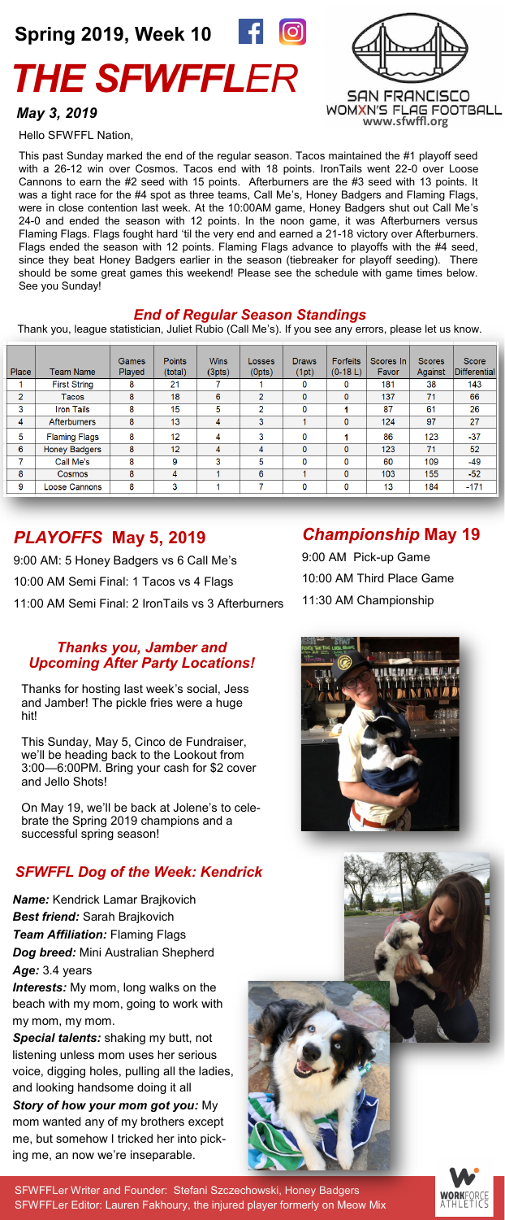**Spring 2019, Week 10**

# *THE SFWFFLER*

***May 3, 2019***

SAN FRANCISCO WOMXN'S FLAG FOOTBALL
www.sfwffl.org

Hello SFWFFL Nation,

This past Sunday marked the end of the regular season. Tacos maintained the #1 playoff seed with a 26-12 win over Cosmos. Tacos end with 18 points. IronTails went 22-0 over Loose Cannons to earn the #2 seed with 15 points. Afterburners are the #3 seed with 13 points. It was a tight race for the #4 spot as three teams, Call Me's, Honey Badgers and Flaming Flags, were in close contention last week. At the 10:00AM game, Honey Badgers shut out Call Me's 24-0 and ended the season with 12 points. In the noon game, it was Afterburners versus Flaming Flags. Flags fought hard 'til the very end and earned a 21-18 victory over Afterburners. Flags ended the season with 12 points. Flaming Flags advance to playoffs with the #4 seed, since they beat Honey Badgers earlier in the season (tiebreaker for playoff seeding). There should be some great games this weekend! Please see the schedule with game times below. See you Sunday!

## *End of Regular Season Standings*

Thank you, league statistician, Juliet Rubio (Call Me's). If you see any errors, please let us know.

| Place | Team Name | Games Played | Points (total) | Wins (3pts) | Losses (0pts) | Draws (1pt) | Forfeits (0-18 L) | Scores In Favor | Scores Against | Score Differential |
|---|---|---|---|---|---|---|---|---|---|---|
| 1 | First String | 8 | 21 | 7 | 1 | 0 | 0 | 181 | 38 | 143 |
| 2 | Tacos | 8 | 18 | 6 | 2 | 0 | 0 | 137 | 71 | 66 |
| 3 | Iron Tails | 8 | 15 | 5 | 2 | 0 | 1 | 87 | 61 | 26 |
| 4 | Afterburners | 8 | 13 | 4 | 3 | 1 | 0 | 124 | 97 | 27 |
| 5 | Flaming Flags | 8 | 12 | 4 | 3 | 0 | 1 | 86 | 123 | -37 |
| 6 | Honey Badgers | 8 | 12 | 4 | 4 | 0 | 0 | 123 | 71 | 52 |
| 7 | Call Me's | 8 | 9 | 3 | 5 | 0 | 0 | 60 | 109 | -49 |
| 8 | Cosmos | 8 | 4 | 1 | 6 | 1 | 0 | 103 | 155 | -52 |
| 9 | Loose Cannons | 8 | 3 | 1 | 7 | 0 | 0 | 13 | 184 | -171 |

## *PLAYOFFS* May 5, 2019

9:00 AM: 5 Honey Badgers vs 6 Call Me's

10:00 AM Semi Final: 1 Tacos vs 4 Flags

11:00 AM Semi Final: 2 IronTails vs 3 Afterburners

## *Championship* May 19

9:00 AM Pick-up Game

10:00 AM Third Place Game

11:30 AM Championship

### *Thanks you, Jamber and Upcoming After Party Locations!*

Thanks for hosting last week's social, Jess and Jamber! The pickle fries were a huge hit!

This Sunday, May 5, Cinco de Fundraiser, we'll be heading back to the Lookout from 3:00—6:00PM. Bring your cash for $2 cover and Jello Shots!

On May 19, we'll be back at Jolene's to celebrate the Spring 2019 champions and a successful spring season!

## *SFWFFL Dog of the Week: Kendrick*

***Name:*** Kendrick Lamar Brajkovich

***Best friend:*** Sarah Brajkovich

***Team Affiliation:*** Flaming Flags

***Dog breed:*** Mini Australian Shepherd

***Age:*** 3.4 years

***Interests:*** My mom, long walks on the beach with my mom, going to work with my mom, my mom.

***Special talents:*** shaking my butt, not listening unless mom uses her serious voice, digging holes, pulling all the ladies, and looking handsome doing it all

***Story of how your mom got you:*** My mom wanted any of my brothers except me, but somehow I tricked her into picking me, an now we're inseparable.

SFWFFLer Writer and Founder: Stefani Szczechowski, Honey Badgers
SFWFFLer Editor: Lauren Fakhoury, the injured player formerly on Meow Mix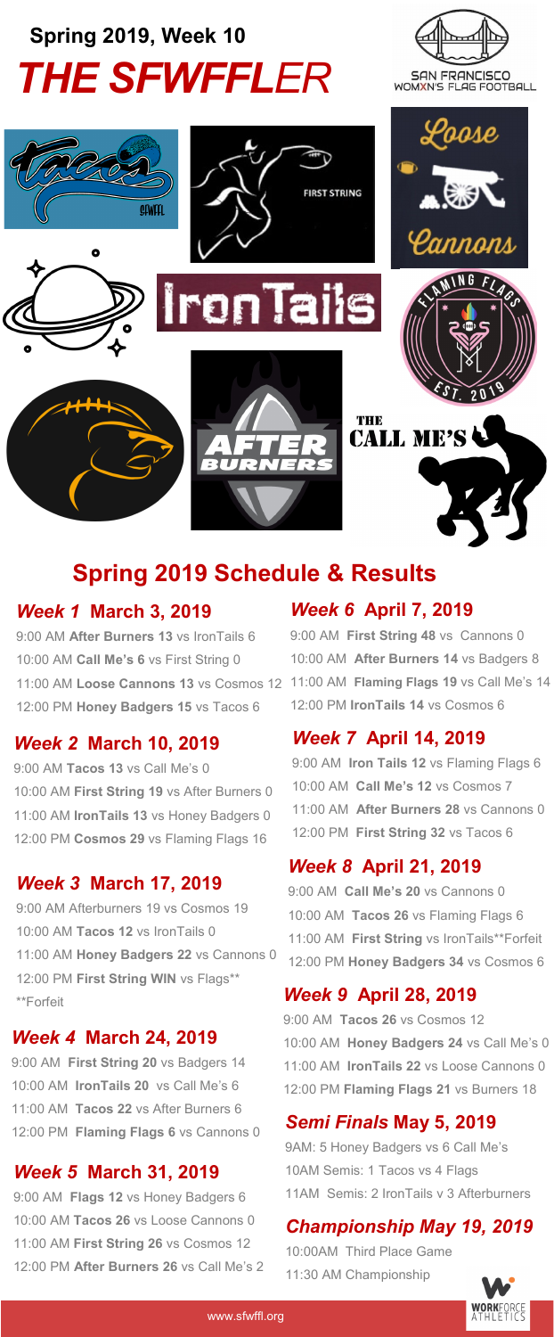# Spring 2019, Week 10

# *THE SFWFFLER*

SAN FRANCISCO WOMXN'S FLAG FOOTBALL

Tacos SFWFFL

FIRST STRING

Loose Cannons

IronTails

FLAMING FLAGS EST. 2019

AFTER BURNERS

THE CALL ME'S

## Spring 2019 Schedule & Results

### *Week 1* March 3, 2019

9:00 AM **After Burners 13** vs IronTails 6
10:00 AM **Call Me's 6** vs First String 0
11:00 AM **Loose Cannons 13** vs Cosmos 12
12:00 PM **Honey Badgers 15** vs Tacos 6

### *Week 2* March 10, 2019

9:00 AM **Tacos 13** vs Call Me's 0
10:00 AM **First String 19** vs After Burners 0
11:00 AM **IronTails 13** vs Honey Badgers 0
12:00 PM **Cosmos 29** vs Flaming Flags 16

### *Week 3* March 17, 2019

9:00 AM Afterburners 19 vs Cosmos 19
10:00 AM **Tacos 12** vs IronTails 0
11:00 AM **Honey Badgers 22** vs Cannons 0
12:00 PM **First String WIN** vs Flags**
**Forfeit

### *Week 4* March 24, 2019

9:00 AM **First String 20** vs Badgers 14
10:00 AM **IronTails 20** vs Call Me's 6
11:00 AM **Tacos 22** vs After Burners 6
12:00 PM **Flaming Flags 6** vs Cannons 0

### *Week 5* March 31, 2019

9:00 AM **Flags 12** vs Honey Badgers 6
10:00 AM **Tacos 26** vs Loose Cannons 0
11:00 AM **First String 26** vs Cosmos 12
12:00 PM **After Burners 26** vs Call Me's 2

### *Week 6* April 7, 2019

9:00 AM **First String 48** vs Cannons 0
10:00 AM **After Burners 14** vs Badgers 8
11:00 AM **Flaming Flags 19** vs Call Me's 14
12:00 PM **IronTails 14** vs Cosmos 6

### *Week 7* April 14, 2019

9:00 AM **Iron Tails 12** vs Flaming Flags 6
10:00 AM **Call Me's 12** vs Cosmos 7
11:00 AM **After Burners 28** vs Cannons 0
12:00 PM **First String 32** vs Tacos 6

### *Week 8* April 21, 2019

9:00 AM **Call Me's 20** vs Cannons 0
10:00 AM **Tacos 26** vs Flaming Flags 6
11:00 AM **First String** vs IronTails**Forfeit
12:00 PM **Honey Badgers 34** vs Cosmos 6

### *Week 9* April 28, 2019

9:00 AM **Tacos 26** vs Cosmos 12
10:00 AM **Honey Badgers 24** vs Call Me's 0
11:00 AM **IronTails 22** vs Loose Cannons 0
12:00 PM **Flaming Flags 21** vs Burners 18

### *Semi Finals* May 5, 2019

9AM: 5 Honey Badgers vs 6 Call Me's
10AM Semis: 1 Tacos vs 4 Flags
11AM Semis: 2 IronTails v 3 Afterburners

### *Championship May 19, 2019*

10:00AM Third Place Game
11:30 AM Championship

WORKFORCE ATHLETICS

www.sfwffl.org